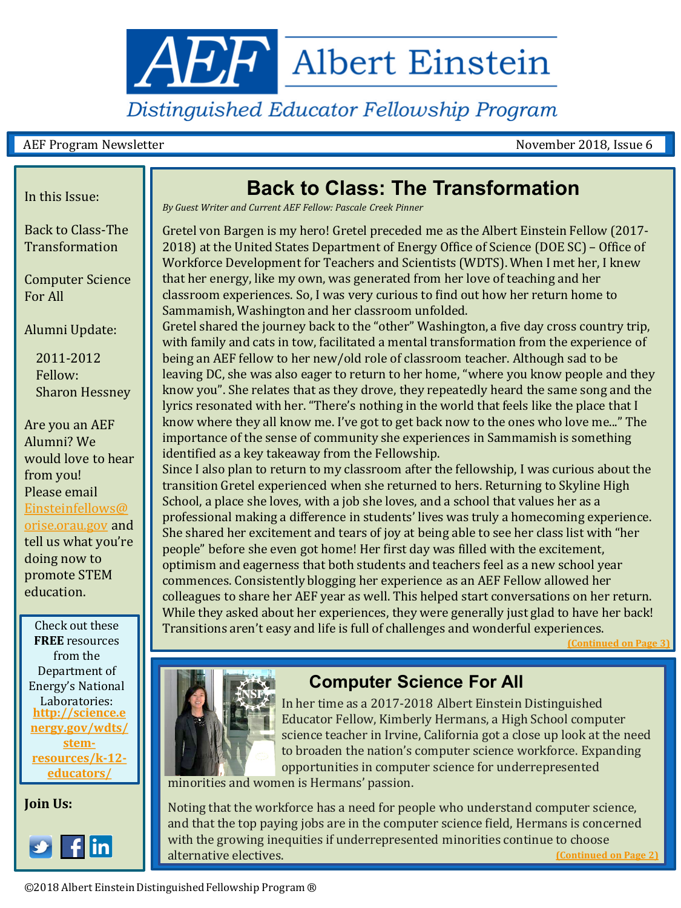# AEF Albert Einstein

## Distinguished Educator Fellowship Program

AEF Program Newsletter — November 2018, Issue 6

In this Issue:

Back to Class-The Transformation

Computer Science For All

Alumni Update:

2011-2012 Fellow: Sharon Hessney

Are you an AEF Alumni? We would love to hear from you! Please email Einsteinfellows@orise.orau.gov and tell us what you're doing now to promote STEM education.

Check out these **FREE** resources from the Department of Energy's National Laboratories: **http://science.energy.gov/wdts/stem-resources/k-12-educators/**

**Join Us:**

## Back to Class: The Transformation

*By Guest Writer and Current AEF Fellow: Pascale Creek Pinner*

Gretel von Bargen is my hero! Gretel preceded me as the Albert Einstein Fellow (2017-2018) at the United States Department of Energy Office of Science (DOE SC) – Office of Workforce Development for Teachers and Scientists (WDTS). When I met her, I knew that her energy, like my own, was generated from her love of teaching and her classroom experiences. So, I was very curious to find out how her return home to Sammamish, Washington and her classroom unfolded.

Gretel shared the journey back to the "other" Washington, a five day cross country trip, with family and cats in tow, facilitated a mental transformation from the experience of being an AEF fellow to her new/old role of classroom teacher. Although sad to be leaving DC, she was also eager to return to her home, "where you know people and they know you". She relates that as they drove, they repeatedly heard the same song and the lyrics resonated with her. "There's nothing in the world that feels like the place that I know where they all know me. I've got to get back now to the ones who love me..." The importance of the sense of community she experiences in Sammamish is something identified as a key takeaway from the Fellowship.

Since I also plan to return to my classroom after the fellowship, I was curious about the transition Gretel experienced when she returned to hers. Returning to Skyline High School, a place she loves, with a job she loves, and a school that values her as a professional making a difference in students' lives was truly a homecoming experience. She shared her excitement and tears of joy at being able to see her class list with "her people" before she even got home! Her first day was filled with the excitement, optimism and eagerness that both students and teachers feel as a new school year commences. Consistently blogging her experience as an AEF Fellow allowed her colleagues to share her AEF year as well. This helped start conversations on her return. While they asked about her experiences, they were generally just glad to have her back! Transitions aren't easy and life is full of challenges and wonderful experiences.

(Continued on Page 3)

## Computer Science For All

In her time as a 2017-2018 Albert Einstein Distinguished Educator Fellow, Kimberly Hermans, a High School computer science teacher in Irvine, California got a close up look at the need to broaden the nation's computer science workforce. Expanding opportunities in computer science for underrepresented minorities and women is Hermans' passion.

Noting that the workforce has a need for people who understand computer science, and that the top paying jobs are in the computer science field, Hermans is concerned with the growing inequities if underrepresented minorities continue to choose alternative electives.

(Continued on Page 2)

©2018 Albert Einstein Distinguished Fellowship Program ®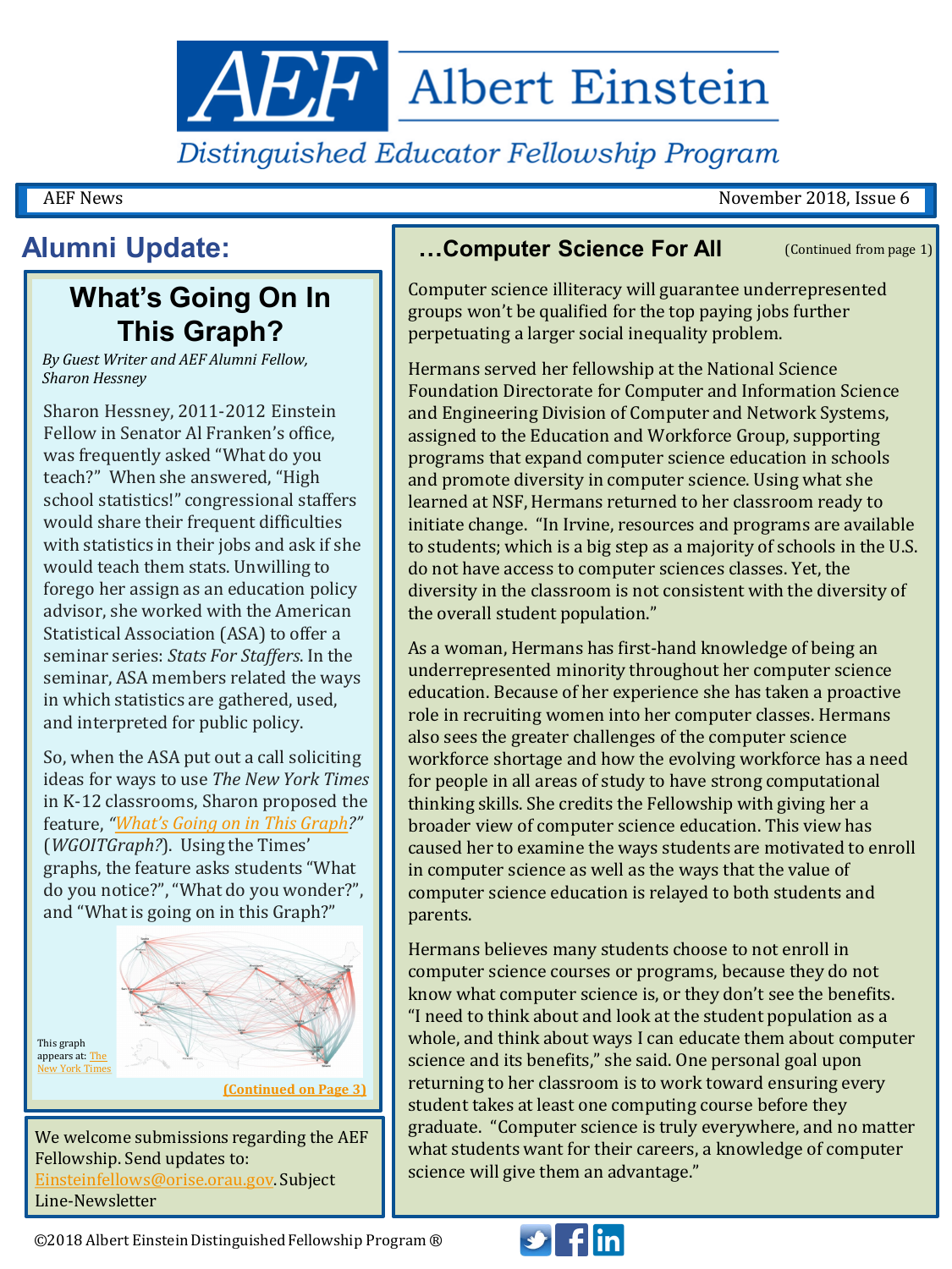# AEF Albert Einstein

*Distinguished Educator Fellowship Program*

AEF News — November 2018, Issue 6

## Alumni Update:

### What's Going On In This Graph?

*By Guest Writer and AEF Alumni Fellow, Sharon Hessney*

Sharon Hessney, 2011-2012 Einstein Fellow in Senator Al Franken's office, was frequently asked "What do you teach?" When she answered, "High school statistics!" congressional staffers would share their frequent difficulties with statistics in their jobs and ask if she would teach them stats. Unwilling to forego her assign as an education policy advisor, she worked with the American Statistical Association (ASA) to offer a seminar series: *Stats For Staffers*. In the seminar, ASA members related the ways in which statistics are gathered, used, and interpreted for public policy.

So, when the ASA put out a call soliciting ideas for ways to use *The New York Times* in K-12 classrooms, Sharon proposed the feature, "*What's Going on in This Graph*?" (*WGOITGraph?*). Using the Times' graphs, the feature asks students "What do you notice?", "What do you wonder?", and "What is going on in this Graph?"

This graph appears at: The New York Times

(Continued on Page 3)

We welcome submissions regarding the AEF Fellowship. Send updates to: Einsteinfellows@orise.orau.gov. Subject Line-Newsletter

## …Computer Science For All

(Continued from page 1)

Computer science illiteracy will guarantee underrepresented groups won't be qualified for the top paying jobs further perpetuating a larger social inequality problem.

Hermans served her fellowship at the National Science Foundation Directorate for Computer and Information Science and Engineering Division of Computer and Network Systems, assigned to the Education and Workforce Group, supporting programs that expand computer science education in schools and promote diversity in computer science. Using what she learned at NSF, Hermans returned to her classroom ready to initiate change. "In Irvine, resources and programs are available to students; which is a big step as a majority of schools in the U.S. do not have access to computer sciences classes. Yet, the diversity in the classroom is not consistent with the diversity of the overall student population."

As a woman, Hermans has first-hand knowledge of being an underrepresented minority throughout her computer science education. Because of her experience she has taken a proactive role in recruiting women into her computer classes. Hermans also sees the greater challenges of the computer science workforce shortage and how the evolving workforce has a need for people in all areas of study to have strong computational thinking skills. She credits the Fellowship with giving her a broader view of computer science education. This view has caused her to examine the ways students are motivated to enroll in computer science as well as the ways that the value of computer science education is relayed to both students and parents.

Hermans believes many students choose to not enroll in computer science courses or programs, because they do not know what computer science is, or they don't see the benefits. "I need to think about and look at the student population as a whole, and think about ways I can educate them about computer science and its benefits," she said. One personal goal upon returning to her classroom is to work toward ensuring every student takes at least one computing course before they graduate. "Computer science is truly everywhere, and no matter what students want for their careers, a knowledge of computer science will give them an advantage."

©2018 Albert Einstein Distinguished Fellowship Program ®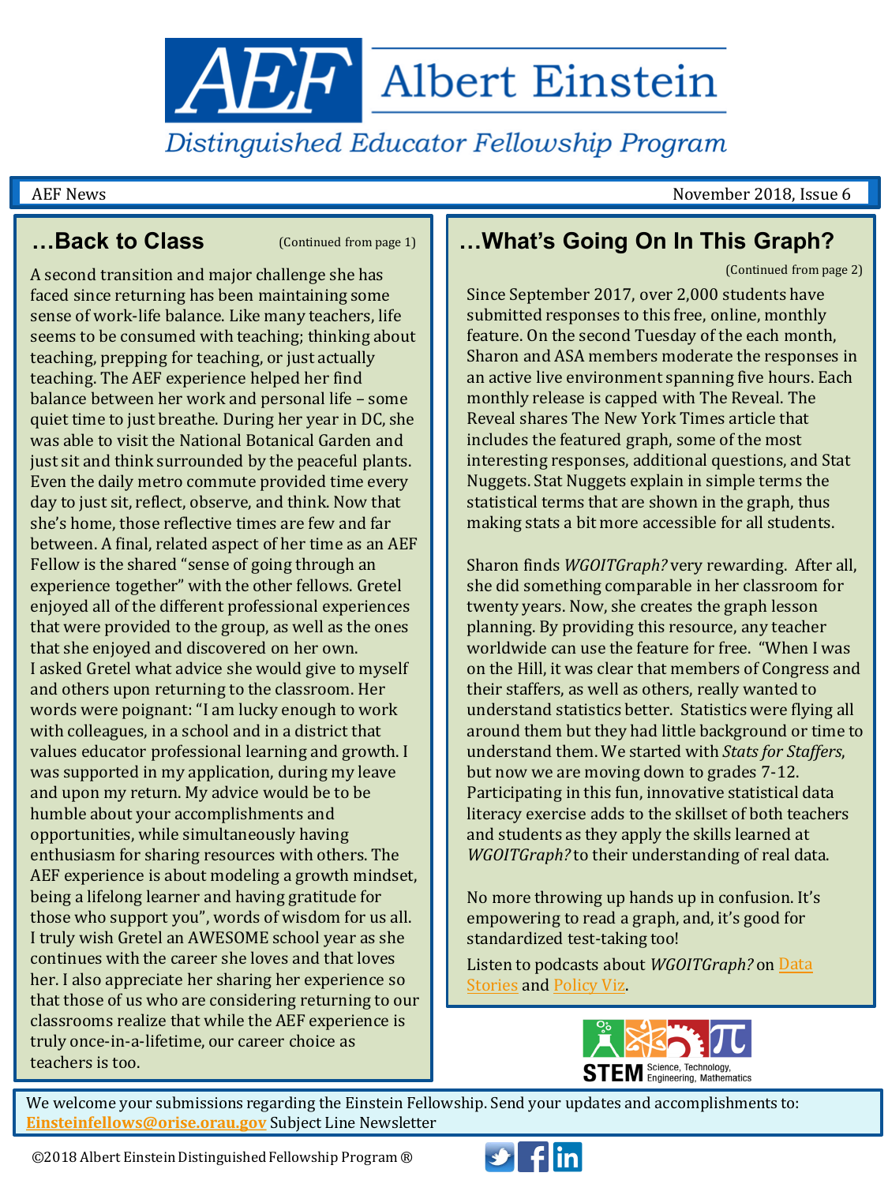# AEF Albert Einstein Distinguished Educator Fellowship Program

AEF News November 2018, Issue 6

## …Back to Class

(Continued from page 1)

A second transition and major challenge she has faced since returning has been maintaining some sense of work-life balance. Like many teachers, life seems to be consumed with teaching; thinking about teaching, prepping for teaching, or just actually teaching. The AEF experience helped her find balance between her work and personal life – some quiet time to just breathe. During her year in DC, she was able to visit the National Botanical Garden and just sit and think surrounded by the peaceful plants. Even the daily metro commute provided time every day to just sit, reflect, observe, and think. Now that she's home, those reflective times are few and far between. A final, related aspect of her time as an AEF Fellow is the shared "sense of going through an experience together" with the other fellows. Gretel enjoyed all of the different professional experiences that were provided to the group, as well as the ones that she enjoyed and discovered on her own.

I asked Gretel what advice she would give to myself and others upon returning to the classroom. Her words were poignant: "I am lucky enough to work with colleagues, in a school and in a district that values educator professional learning and growth. I was supported in my application, during my leave and upon my return. My advice would be to be humble about your accomplishments and opportunities, while simultaneously having enthusiasm for sharing resources with others. The AEF experience is about modeling a growth mindset, being a lifelong learner and having gratitude for those who support you", words of wisdom for us all.

I truly wish Gretel an AWESOME school year as she continues with the career she loves and that loves her. I also appreciate her sharing her experience so that those of us who are considering returning to our classrooms realize that while the AEF experience is truly once-in-a-lifetime, our career choice as teachers is too.

## …What's Going On In This Graph?

(Continued from page 2)

Since September 2017, over 2,000 students have submitted responses to this free, online, monthly feature. On the second Tuesday of the each month, Sharon and ASA members moderate the responses in an active live environment spanning five hours. Each monthly release is capped with The Reveal. The Reveal shares The New York Times article that includes the featured graph, some of the most interesting responses, additional questions, and Stat Nuggets. Stat Nuggets explain in simple terms the statistical terms that are shown in the graph, thus making stats a bit more accessible for all students.

Sharon finds *WGOITGraph?* very rewarding. After all, she did something comparable in her classroom for twenty years. Now, she creates the graph lesson planning. By providing this resource, any teacher worldwide can use the feature for free. "When I was on the Hill, it was clear that members of Congress and their staffers, as well as others, really wanted to understand statistics better. Statistics were flying all around them but they had little background or time to understand them. We started with *Stats for Staffers*, but now we are moving down to grades 7-12. Participating in this fun, innovative statistical data literacy exercise adds to the skillset of both teachers and students as they apply the skills learned at *WGOITGraph?* to their understanding of real data.

No more throwing up hands up in confusion. It's empowering to read a graph, and, it's good for standardized test-taking too!

Listen to podcasts about *WGOITGraph?* on Data Stories and Policy Viz.

STEM Science, Technology, Engineering, Mathematics

We welcome your submissions regarding the Einstein Fellowship. Send your updates and accomplishments to: **Einsteinfellows@orise.orau.gov** Subject Line Newsletter

©2018 Albert Einstein Distinguished Fellowship Program ®